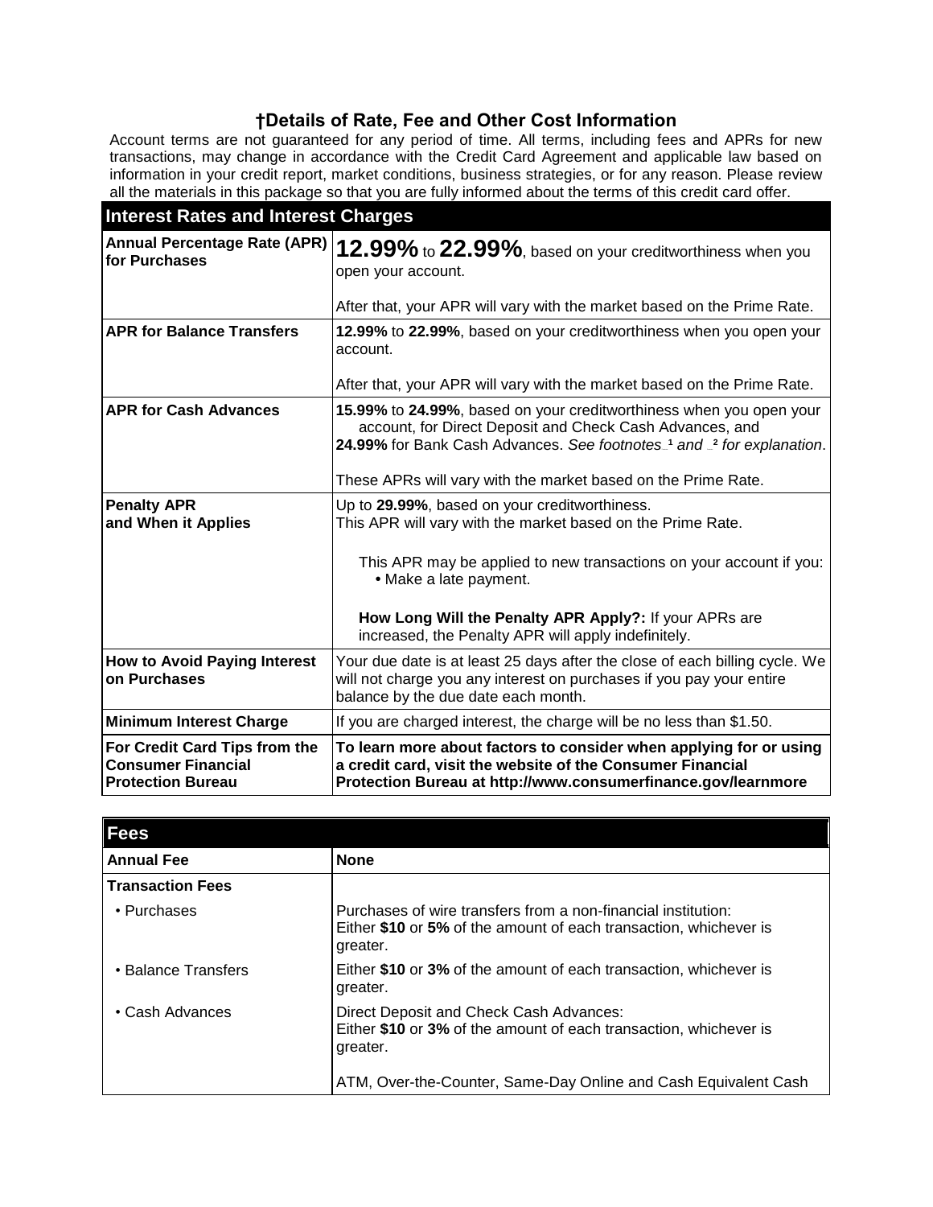## †Details of Rate, Fee and Other Cost Information

Account terms are not guaranteed for any period of time. All terms, including fees and APRs for new transactions, may change in accordance with the Credit Card Agreement and applicable law based on information in your credit report, market conditions, business strategies, or for any reason. Please review all the materials in this package so that you are fully informed about the terms of this credit card offer.

| **Interest Rates and Interest Charges** | |
|---|---|
| **Annual Percentage Rate (APR) for Purchases** | **12.99%** to **22.99%**, based on your creditworthiness when you open your account.<br><br>After that, your APR will vary with the market based on the Prime Rate. |
| **APR for Balance Transfers** | **12.99%** to **22.99%**, based on your creditworthiness when you open your account.<br><br>After that, your APR will vary with the market based on the Prime Rate. |
| **APR for Cash Advances** | **15.99%** to **24.99%**, based on your creditworthiness when you open your account, for Direct Deposit and Check Cash Advances, and **24.99%** for Bank Cash Advances. *See footnotes [1] and [2] for explanation.*<br><br>These APRs will vary with the market based on the Prime Rate. |
| **Penalty APR and When it Applies** | Up to **29.99%**, based on your creditworthiness.<br>This APR will vary with the market based on the Prime Rate.<br><br>This APR may be applied to new transactions on your account if you:<br>• Make a late payment.<br><br>**How Long Will the Penalty APR Apply?:** If your APRs are increased, the Penalty APR will apply indefinitely. |
| **How to Avoid Paying Interest on Purchases** | Your due date is at least 25 days after the close of each billing cycle. We will not charge you any interest on purchases if you pay your entire balance by the due date each month. |
| **Minimum Interest Charge** | If you are charged interest, the charge will be no less than $1.50. |
| **For Credit Card Tips from the Consumer Financial Protection Bureau** | **To learn more about factors to consider when applying for or using a credit card, visit the website of the Consumer Financial Protection Bureau at http://www.consumerfinance.gov/learnmore** |

| **Fees** | |
|---|---|
| **Annual Fee** | **None** |
| **Transaction Fees** | |
| • Purchases | Purchases of wire transfers from a non-financial institution:<br>Either **$10** or **5%** of the amount of each transaction, whichever is greater. |
| • Balance Transfers | Either **$10** or **3%** of the amount of each transaction, whichever is greater. |
| • Cash Advances | Direct Deposit and Check Cash Advances:<br>Either **$10** or **3%** of the amount of each transaction, whichever is greater.<br><br>ATM, Over-the-Counter, Same-Day Online and Cash Equivalent Cash |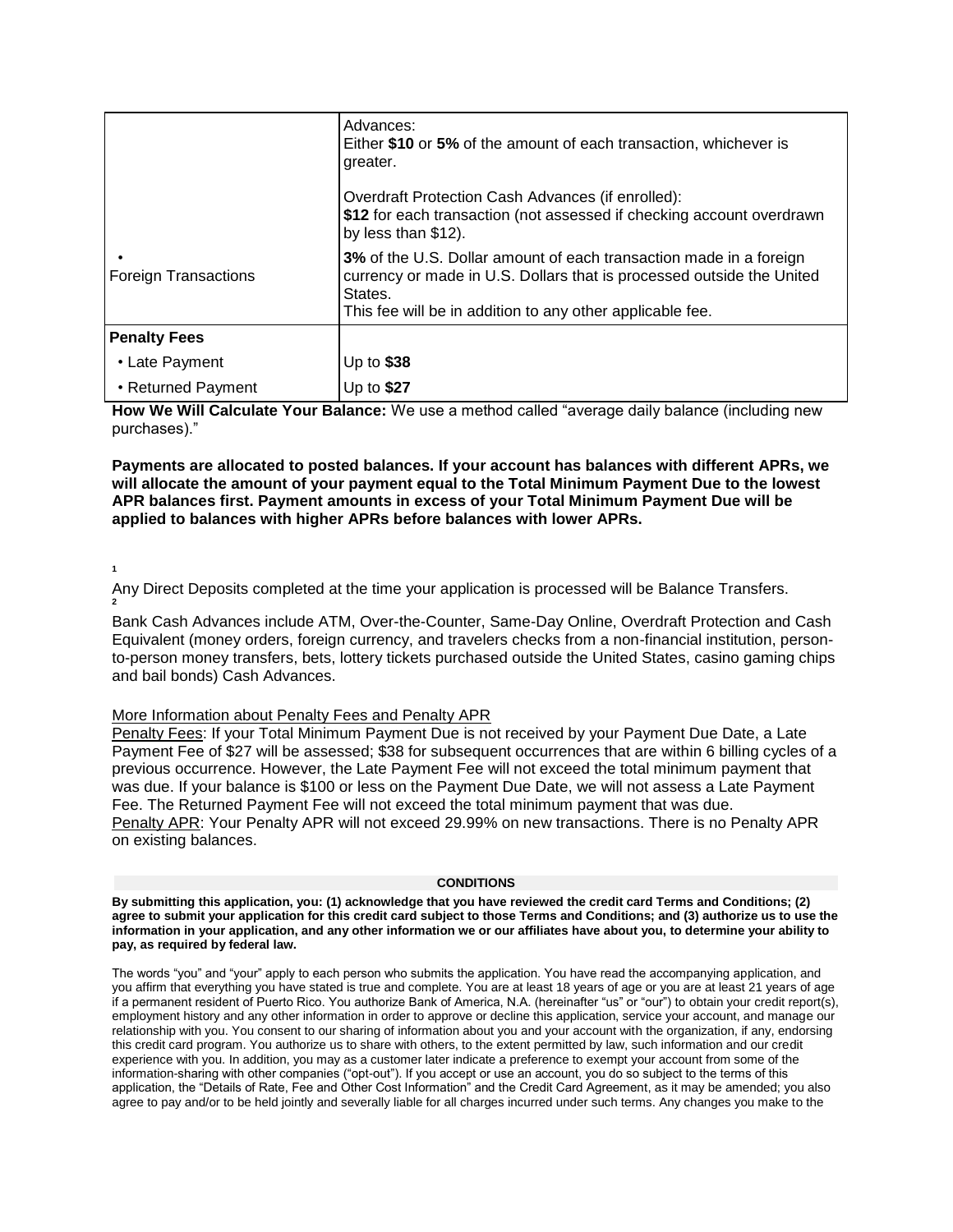| | |
|---|---|
| | Advances:<br>Either **$10** or **5%** of the amount of each transaction, whichever is greater.<br><br>Overdraft Protection Cash Advances (if enrolled):<br>**$12** for each transaction (not assessed if checking account overdrawn by less than $12). |
| • Foreign Transactions | **3%** of the U.S. Dollar amount of each transaction made in a foreign currency or made in U.S. Dollars that is processed outside the United States.<br>This fee will be in addition to any other applicable fee. |
| **Penalty Fees** | |
| • Late Payment | Up to **$38** |
| • Returned Payment | Up to **$27** |

**How We Will Calculate Your Balance:** We use a method called "average daily balance (including new purchases)."

**Payments are allocated to posted balances. If your account has balances with different APRs, we will allocate the amount of your payment equal to the Total Minimum Payment Due to the lowest APR balances first. Payment amounts in excess of your Total Minimum Payment Due will be applied to balances with higher APRs before balances with lower APRs.**

[1] Any Direct Deposits completed at the time your application is processed will be Balance Transfers.

[2] Bank Cash Advances include ATM, Over-the-Counter, Same-Day Online, Overdraft Protection and Cash Equivalent (money orders, foreign currency, and travelers checks from a non-financial institution, person-to-person money transfers, bets, lottery tickets purchased outside the United States, casino gaming chips and bail bonds) Cash Advances.

More Information about Penalty Fees and Penalty APR

Penalty Fees: If your Total Minimum Payment Due is not received by your Payment Due Date, a Late Payment Fee of $27 will be assessed; $38 for subsequent occurrences that are within 6 billing cycles of a previous occurrence. However, the Late Payment Fee will not exceed the total minimum payment that was due. If your balance is $100 or less on the Payment Due Date, we will not assess a Late Payment Fee. The Returned Payment Fee will not exceed the total minimum payment that was due.

Penalty APR: Your Penalty APR will not exceed 29.99% on new transactions. There is no Penalty APR on existing balances.

**CONDITIONS**

**By submitting this application, you: (1) acknowledge that you have reviewed the credit card Terms and Conditions; (2) agree to submit your application for this credit card subject to those Terms and Conditions; and (3) authorize us to use the information in your application, and any other information we or our affiliates have about you, to determine your ability to pay, as required by federal law.**

The words "you" and "your" apply to each person who submits the application. You have read the accompanying application, and you affirm that everything you have stated is true and complete. You are at least 18 years of age or you are at least 21 years of age if a permanent resident of Puerto Rico. You authorize Bank of America, N.A. (hereinafter "us" or "our") to obtain your credit report(s), employment history and any other information in order to approve or decline this application, service your account, and manage our relationship with you. You consent to our sharing of information about you and your account with the organization, if any, endorsing this credit card program. You authorize us to share with others, to the extent permitted by law, such information and our credit experience with you. In addition, you may as a customer later indicate a preference to exempt your account from some of the information-sharing with other companies ("opt-out"). If you accept or use an account, you do so subject to the terms of this application, the "Details of Rate, Fee and Other Cost Information" and the Credit Card Agreement, as it may be amended; you also agree to pay and/or to be held jointly and severally liable for all charges incurred under such terms. Any changes you make to the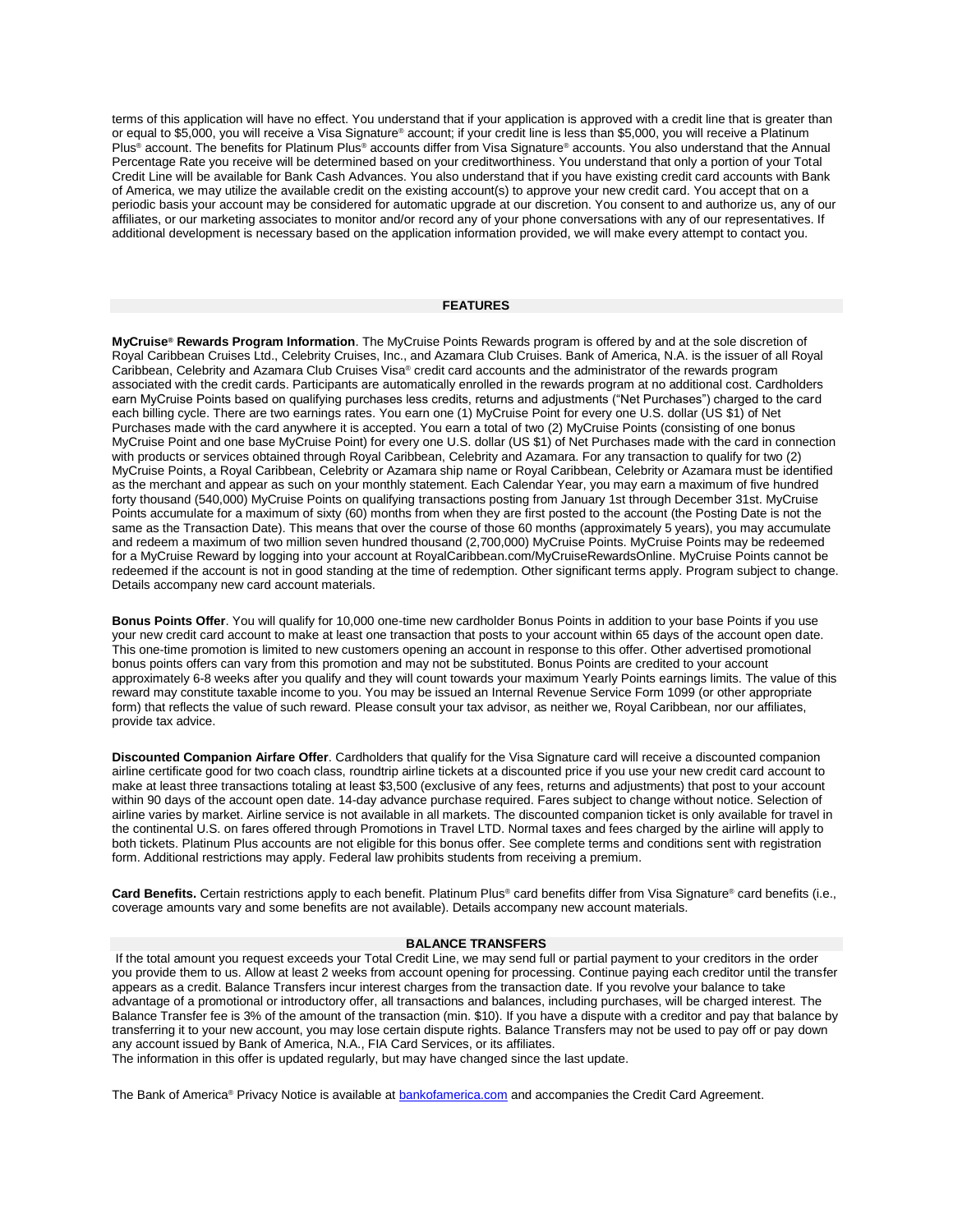terms of this application will have no effect. You understand that if your application is approved with a credit line that is greater than or equal to $5,000, you will receive a Visa Signature® account; if your credit line is less than $5,000, you will receive a Platinum Plus® account. The benefits for Platinum Plus® accounts differ from Visa Signature® accounts. You also understand that the Annual Percentage Rate you receive will be determined based on your creditworthiness. You understand that only a portion of your Total Credit Line will be available for Bank Cash Advances. You also understand that if you have existing credit card accounts with Bank of America, we may utilize the available credit on the existing account(s) to approve your new credit card. You accept that on a periodic basis your account may be considered for automatic upgrade at our discretion. You consent to and authorize us, any of our affiliates, or our marketing associates to monitor and/or record any of your phone conversations with any of our representatives. If additional development is necessary based on the application information provided, we will make every attempt to contact you.

## FEATURES

**MyCruise® Rewards Program Information**. The MyCruise Points Rewards program is offered by and at the sole discretion of Royal Caribbean Cruises Ltd., Celebrity Cruises, Inc., and Azamara Club Cruises. Bank of America, N.A. is the issuer of all Royal Caribbean, Celebrity and Azamara Club Cruises Visa® credit card accounts and the administrator of the rewards program associated with the credit cards. Participants are automatically enrolled in the rewards program at no additional cost. Cardholders earn MyCruise Points based on qualifying purchases less credits, returns and adjustments ("Net Purchases") charged to the card each billing cycle. There are two earnings rates. You earn one (1) MyCruise Point for every one U.S. dollar (US $1) of Net Purchases made with the card anywhere it is accepted. You earn a total of two (2) MyCruise Points (consisting of one bonus MyCruise Point and one base MyCruise Point) for every one U.S. dollar (US $1) of Net Purchases made with the card in connection with products or services obtained through Royal Caribbean, Celebrity and Azamara. For any transaction to qualify for two (2) MyCruise Points, a Royal Caribbean, Celebrity or Azamara ship name or Royal Caribbean, Celebrity or Azamara must be identified as the merchant and appear as such on your monthly statement. Each Calendar Year, you may earn a maximum of five hundred forty thousand (540,000) MyCruise Points on qualifying transactions posting from January 1st through December 31st. MyCruise Points accumulate for a maximum of sixty (60) months from when they are first posted to the account (the Posting Date is not the same as the Transaction Date). This means that over the course of those 60 months (approximately 5 years), you may accumulate and redeem a maximum of two million seven hundred thousand (2,700,000) MyCruise Points. MyCruise Points may be redeemed for a MyCruise Reward by logging into your account at RoyalCaribbean.com/MyCruiseRewardsOnline. MyCruise Points cannot be redeemed if the account is not in good standing at the time of redemption. Other significant terms apply. Program subject to change. Details accompany new card account materials.

**Bonus Points Offer**. You will qualify for 10,000 one-time new cardholder Bonus Points in addition to your base Points if you use your new credit card account to make at least one transaction that posts to your account within 65 days of the account open date. This one-time promotion is limited to new customers opening an account in response to this offer. Other advertised promotional bonus points offers can vary from this promotion and may not be substituted. Bonus Points are credited to your account approximately 6-8 weeks after you qualify and they will count towards your maximum Yearly Points earnings limits. The value of this reward may constitute taxable income to you. You may be issued an Internal Revenue Service Form 1099 (or other appropriate form) that reflects the value of such reward. Please consult your tax advisor, as neither we, Royal Caribbean, nor our affiliates, provide tax advice.

**Discounted Companion Airfare Offer**. Cardholders that qualify for the Visa Signature card will receive a discounted companion airline certificate good for two coach class, roundtrip airline tickets at a discounted price if you use your new credit card account to make at least three transactions totaling at least $3,500 (exclusive of any fees, returns and adjustments) that post to your account within 90 days of the account open date. 14-day advance purchase required. Fares subject to change without notice. Selection of airline varies by market. Airline service is not available in all markets. The discounted companion ticket is only available for travel in the continental U.S. on fares offered through Promotions in Travel LTD. Normal taxes and fees charged by the airline will apply to both tickets. Platinum Plus accounts are not eligible for this bonus offer. See complete terms and conditions sent with registration form. Additional restrictions may apply. Federal law prohibits students from receiving a premium.

**Card Benefits.** Certain restrictions apply to each benefit. Platinum Plus® card benefits differ from Visa Signature® card benefits (i.e., coverage amounts vary and some benefits are not available). Details accompany new account materials.

## BALANCE TRANSFERS

If the total amount you request exceeds your Total Credit Line, we may send full or partial payment to your creditors in the order you provide them to us. Allow at least 2 weeks from account opening for processing. Continue paying each creditor until the transfer appears as a credit. Balance Transfers incur interest charges from the transaction date. If you revolve your balance to take advantage of a promotional or introductory offer, all transactions and balances, including purchases, will be charged interest. The Balance Transfer fee is 3% of the amount of the transaction (min. $10). If you have a dispute with a creditor and pay that balance by transferring it to your new account, you may lose certain dispute rights. Balance Transfers may not be used to pay off or pay down any account issued by Bank of America, N.A., FIA Card Services, or its affiliates.

The information in this offer is updated regularly, but may have changed since the last update.

The Bank of America® Privacy Notice is available at [bankofamerica.com](bankofamerica.com) and accompanies the Credit Card Agreement.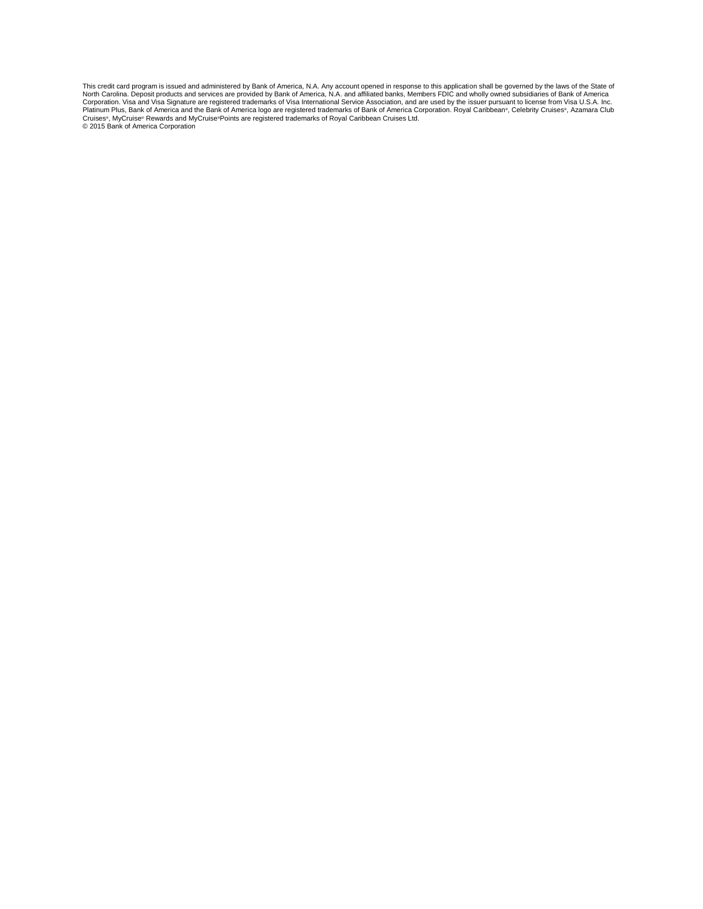This credit card program is issued and administered by Bank of America, N.A. Any account opened in response to this application shall be governed by the laws of the State of North Carolina. Deposit products and services are provided by Bank of America, N.A. and affiliated banks, Members FDIC and wholly owned subsidiaries of Bank of America Corporation. Visa and Visa Signature are registered trademarks of Visa International Service Association, and are used by the issuer pursuant to license from Visa U.S.A. Inc. Platinum Plus, Bank of America and the Bank of America logo are registered trademarks of Bank of America Corporation. Royal Caribbean®, Celebrity Cruises®, Azamara Club Cruises®, MyCruise® Rewards and MyCruise®Points are registered trademarks of Royal Caribbean Cruises Ltd.
© 2015 Bank of America Corporation